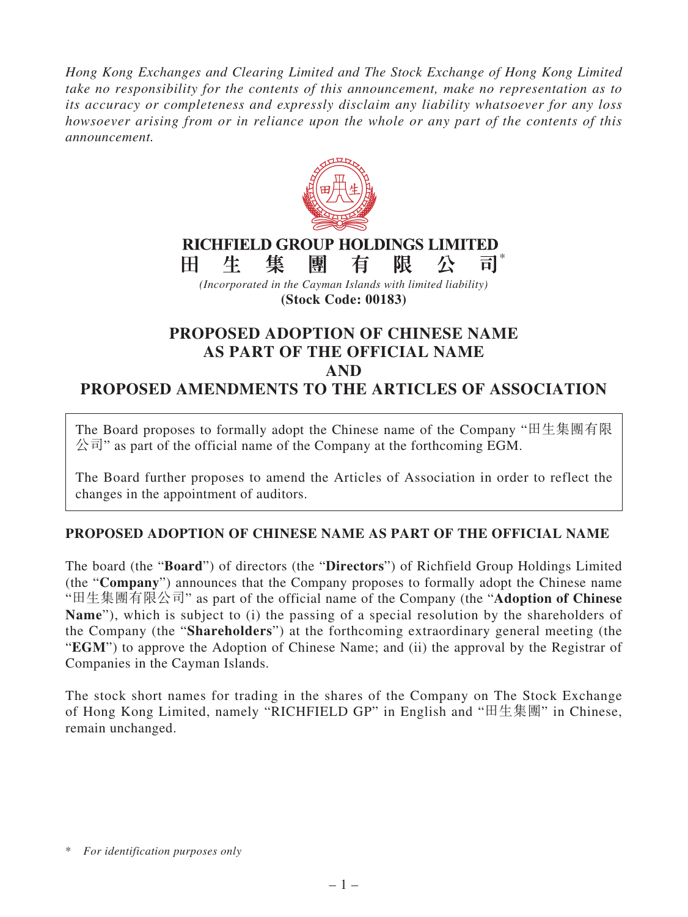*Hong Kong Exchanges and Clearing Limited and The Stock Exchange of Hong Kong Limited take no responsibility for the contents of this announcement, make no representation as to its accuracy or completeness and expressly disclaim any liability whatsoever for any loss howsoever arising from or in reliance upon the whole or any part of the contents of this announcement.*

**RICHFIELD GROUP HOLDINGS LIMITED**

**田生集團有限公司***

*(Incorporated in the Cayman Islands with limited liability)*

**(Stock Code: 00183)**

# PROPOSED ADOPTION OF CHINESE NAME AS PART OF THE OFFICIAL NAME AND PROPOSED AMENDMENTS TO THE ARTICLES OF ASSOCIATION

The Board proposes to formally adopt the Chinese name of the Company "田生集團有限公司" as part of the official name of the Company at the forthcoming EGM.

The Board further proposes to amend the Articles of Association in order to reflect the changes in the appointment of auditors.

## PROPOSED ADOPTION OF CHINESE NAME AS PART OF THE OFFICIAL NAME

The board (the "**Board**") of directors (the "**Directors**") of Richfield Group Holdings Limited (the "**Company**") announces that the Company proposes to formally adopt the Chinese name "田生集團有限公司" as part of the official name of the Company (the "**Adoption of Chinese Name**"), which is subject to (i) the passing of a special resolution by the shareholders of the Company (the "**Shareholders**") at the forthcoming extraordinary general meeting (the "**EGM**") to approve the Adoption of Chinese Name; and (ii) the approval by the Registrar of Companies in the Cayman Islands.

The stock short names for trading in the shares of the Company on The Stock Exchange of Hong Kong Limited, namely "RICHFIELD GP" in English and "田生集團" in Chinese, remain unchanged.

\* *For identification purposes only*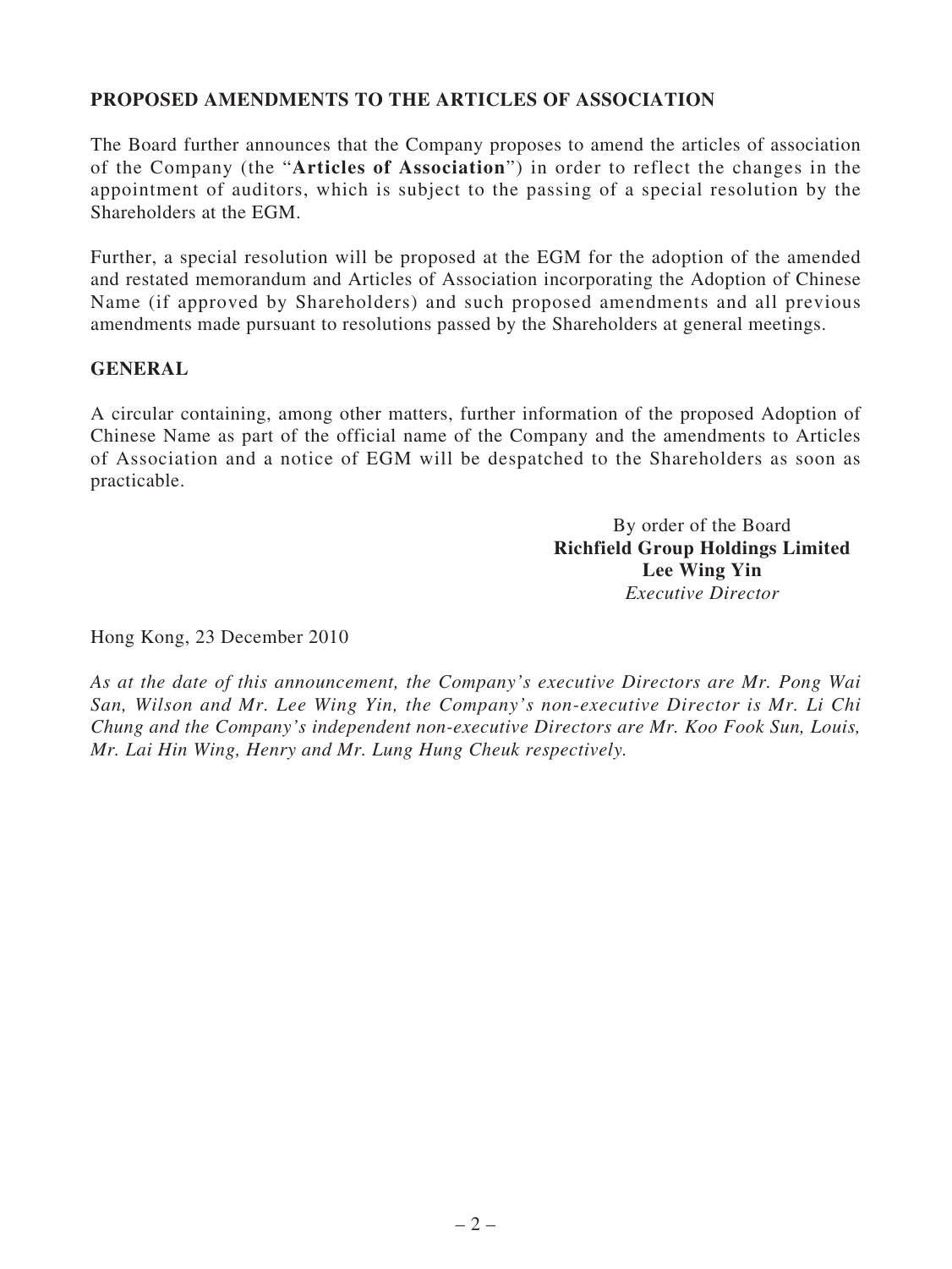**PROPOSED AMENDMENTS TO THE ARTICLES OF ASSOCIATION**

The Board further announces that the Company proposes to amend the articles of association of the Company (the "**Articles of Association**") in order to reflect the changes in the appointment of auditors, which is subject to the passing of a special resolution by the Shareholders at the EGM.

Further, a special resolution will be proposed at the EGM for the adoption of the amended and restated memorandum and Articles of Association incorporating the Adoption of Chinese Name (if approved by Shareholders) and such proposed amendments and all previous amendments made pursuant to resolutions passed by the Shareholders at general meetings.

**GENERAL**

A circular containing, among other matters, further information of the proposed Adoption of Chinese Name as part of the official name of the Company and the amendments to Articles of Association and a notice of EGM will be despatched to the Shareholders as soon as practicable.

By order of the Board
**Richfield Group Holdings Limited**
**Lee Wing Yin**
*Executive Director*

Hong Kong, 23 December 2010

*As at the date of this announcement, the Company's executive Directors are Mr. Pong Wai San, Wilson and Mr. Lee Wing Yin, the Company's non-executive Director is Mr. Li Chi Chung and the Company's independent non-executive Directors are Mr. Koo Fook Sun, Louis, Mr. Lai Hin Wing, Henry and Mr. Lung Hung Cheuk respectively.*